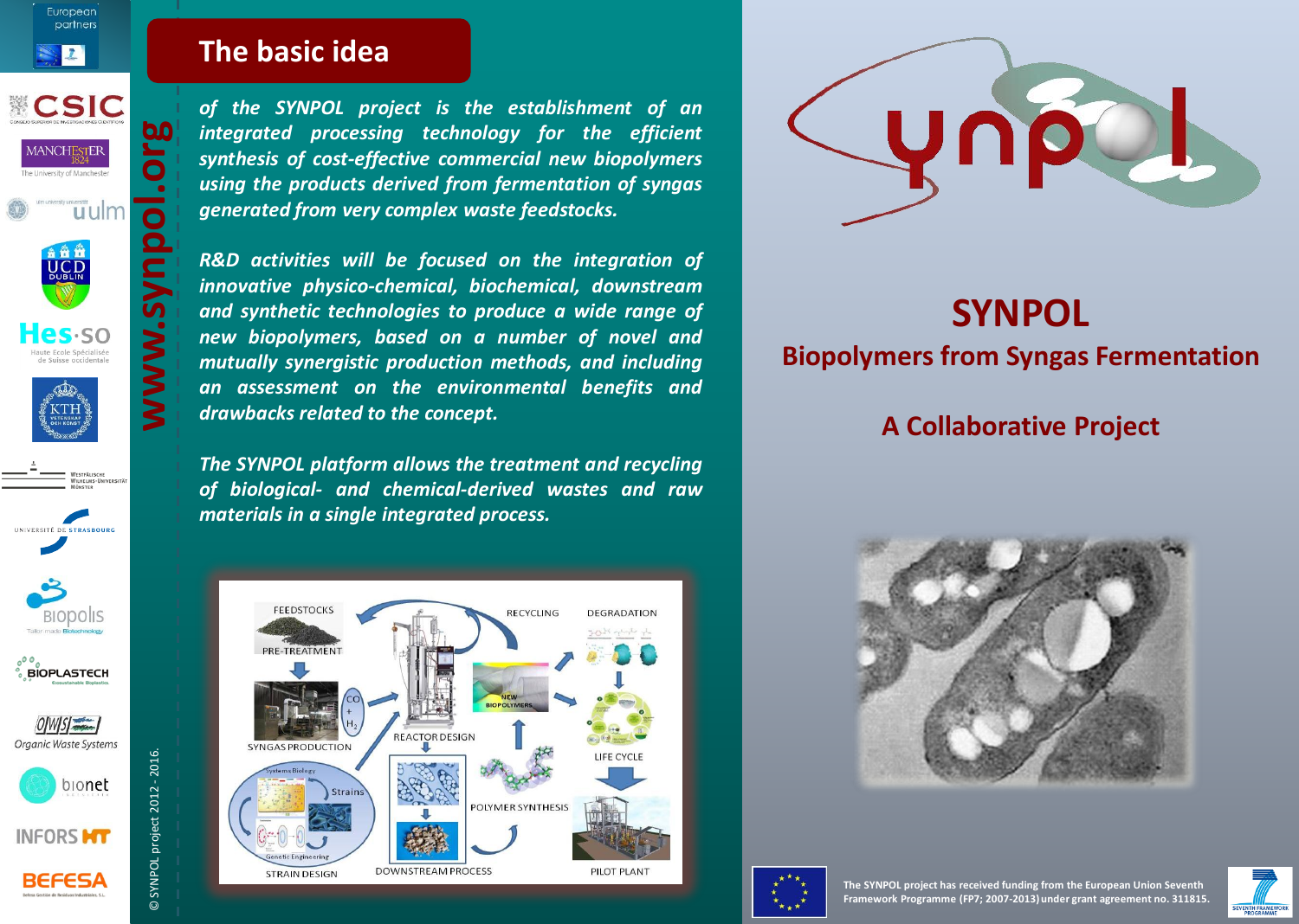European partners

www.synpol.org

## The basic idea

*of the SYNPOL project is the establishment of an integrated processing technology for the efficient synthesis of cost-effective commercial new biopolymers using the products derived from fermentation of syngas generated from very complex waste feedstocks.*

*R&D activities will be focused on the integration of innovative physico-chemical, biochemical, downstream and synthetic technologies to produce a wide range of new biopolymers, based on a number of novel and mutually synergistic production methods, and including an assessment on the environmental benefits and drawbacks related to the concept.*

*The SYNPOL platform allows the treatment and recycling of biological- and chemical-derived wastes and raw materials in a single integrated process.*

© SYNPOL project 2012 - 2016.

# SYNPOL

## Biopolymers from Syngas Fermentation

## A Collaborative Project

**The SYNPOL project has received funding from the European Union Seventh Framework Programme (FP7; 2007-2013) under grant agreement no. 311815.**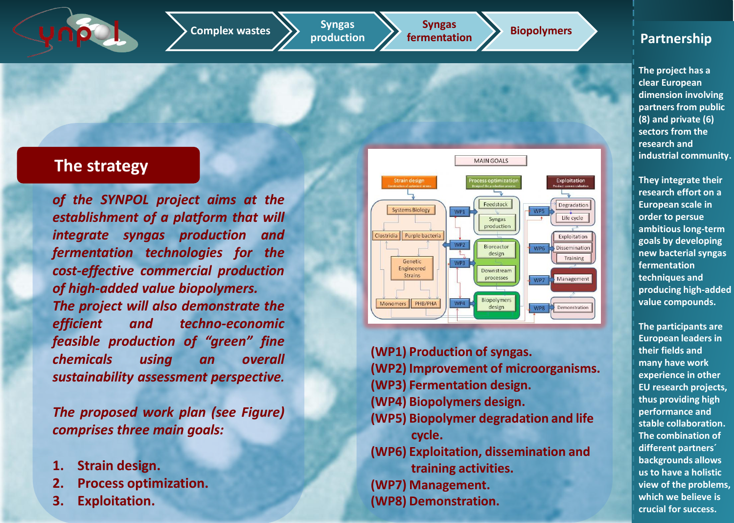Complex wastes → Syngas production → Syngas fermentation → Biopolymers

## The strategy

***of the SYNPOL project aims at the establishment of a platform that will integrate syngas production and fermentation technologies for the cost-effective commercial production of high-added value biopolymers.***

***The project will also demonstrate the efficient and techno-economic feasible production of "green" fine chemicals using an overall sustainability assessment perspective.***

***The proposed work plan (see Figure) comprises three main goals:***

1. **Strain design.**
2. **Process optimization.**
3. **Exploitation.**

MAIN GOALS

Strain design
Construction of optimized strains

Process optimization
Design of the production process

Exploitation
Product commercialization

Systems Biology
Clostridia
Purple bacteria
Genetic Engineered Strains
Monomers
PHB/PHA

WP1
WP2
WP3
WP4

Feedstock
Syngas production
Bioreactor design
Downstream processes
Biopolymers design

WP5
WP6
WP7
WP8

Degradation
Life cycle
Exploitation
Dissemination
Training
Management
Demonstration

**(WP1) Production of syngas.**
**(WP2) Improvement of microorganisms.**
**(WP3) Fermentation design.**
**(WP4) Biopolymers design.**
**(WP5) Biopolymer degradation and life cycle.**
**(WP6) Exploitation, dissemination and training activities.**
**(WP7) Management.**
**(WP8) Demonstration.**

## Partnership

**The project has a clear European dimension involving partners from public (8) and private (6) sectors from the research and industrial community.**

**They integrate their research effort on a European scale in order to persue ambitious long-term goals by developing new bacterial syngas fermentation techniques and producing high-added value compounds.**

**The participants are European leaders in their fields and many have work experience in other EU research projects, thus providing high performance and stable collaboration. The combination of different partners´ backgrounds allows us to have a holistic view of the problems, which we believe is crucial for success.**